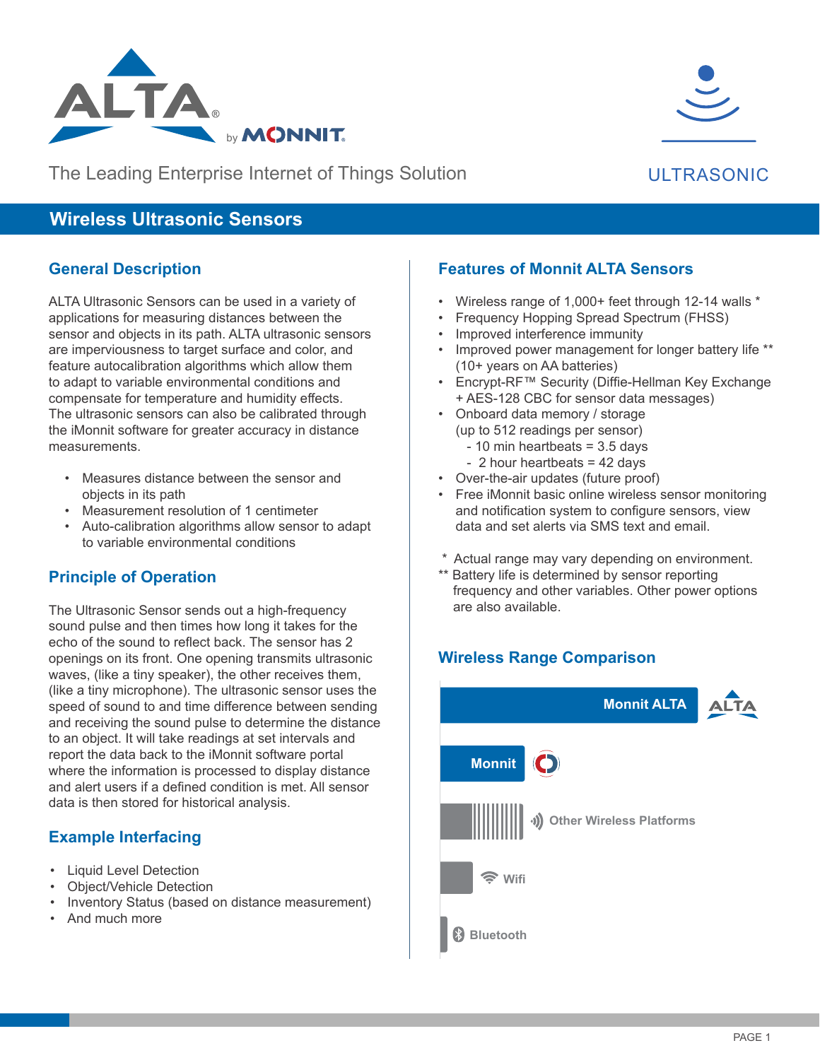ALTA® by MONNIT

The Leading Enterprise Internet of Things Solution

ULTRASONIC

# Wireless Ultrasonic Sensors

## General Description

ALTA Ultrasonic Sensors can be used in a variety of applications for measuring distances between the sensor and objects in its path. ALTA ultrasonic sensors are imperviousness to target surface and color, and feature autocalibration algorithms which allow them to adapt to variable environmental conditions and compensate for temperature and humidity effects. The ultrasonic sensors can also be calibrated through the iMonnit software for greater accuracy in distance measurements.

- Measures distance between the sensor and objects in its path
- Measurement resolution of 1 centimeter
- Auto-calibration algorithms allow sensor to adapt to variable environmental conditions

## Principle of Operation

The Ultrasonic Sensor sends out a high-frequency sound pulse and then times how long it takes for the echo of the sound to reflect back. The sensor has 2 openings on its front. One opening transmits ultrasonic waves, (like a tiny speaker), the other receives them, (like a tiny microphone). The ultrasonic sensor uses the speed of sound to and time difference between sending and receiving the sound pulse to determine the distance to an object. It will take readings at set intervals and report the data back to the iMonnit software portal where the information is processed to display distance and alert users if a defined condition is met. All sensor data is then stored for historical analysis.

## Example Interfacing

- Liquid Level Detection
- Object/Vehicle Detection
- Inventory Status (based on distance measurement)
- And much more

## Features of Monnit ALTA Sensors

- Wireless range of 1,000+ feet through 12-14 walls *
- Frequency Hopping Spread Spectrum (FHSS)
- Improved interference immunity
- Improved power management for longer battery life ** (10+ years on AA batteries)
- Encrypt-RF™ Security (Diffie-Hellman Key Exchange + AES-128 CBC for sensor data messages)
- Onboard data memory / storage (up to 512 readings per sensor)
  - 10 min heartbeats = 3.5 days
  - 2 hour heartbeats = 42 days
- Over-the-air updates (future proof)
- Free iMonnit basic online wireless sensor monitoring and notification system to configure sensors, view data and set alerts via SMS text and email.

\* Actual range may vary depending on environment.

** Battery life is determined by sensor reporting frequency and other variables. Other power options are also available.

## Wireless Range Comparison

- Monnit ALTA
- Monnit
- Other Wireless Platforms
- Wifi
- Bluetooth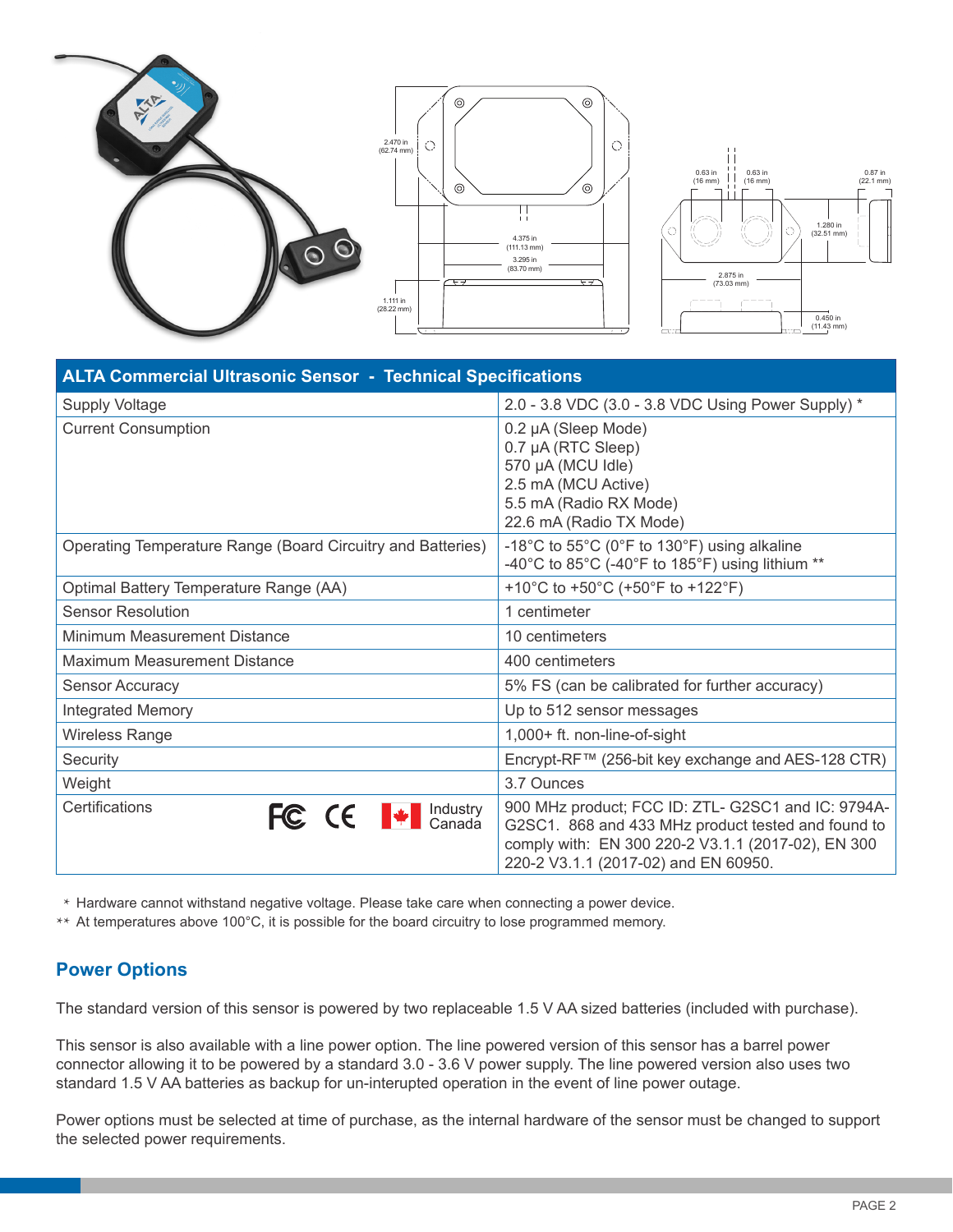| ALTA Commercial Ultrasonic Sensor - Technical Specifications | |
|---|---|
| Supply Voltage | 2.0 - 3.8 VDC (3.0 - 3.8 VDC Using Power Supply) * |
| Current Consumption | 0.2 µA (Sleep Mode)<br>0.7 µA (RTC Sleep)<br>570 µA (MCU Idle)<br>2.5 mA (MCU Active)<br>5.5 mA (Radio RX Mode)<br>22.6 mA (Radio TX Mode) |
| Operating Temperature Range (Board Circuitry and Batteries) | -18°C to 55°C (0°F to 130°F) using alkaline<br>-40°C to 85°C (-40°F to 185°F) using lithium ** |
| Optimal Battery Temperature Range (AA) | +10°C to +50°C (+50°F to +122°F) |
| Sensor Resolution | 1 centimeter |
| Minimum Measurement Distance | 10 centimeters |
| Maximum Measurement Distance | 400 centimeters |
| Sensor Accuracy | 5% FS (can be calibrated for further accuracy) |
| Integrated Memory | Up to 512 sensor messages |
| Wireless Range | 1,000+ ft. non-line-of-sight |
| Security | Encrypt-RF™ (256-bit key exchange and AES-128 CTR) |
| Weight | 3.7 Ounces |
| Certifications | 900 MHz product; FCC ID: ZTL- G2SC1 and IC: 9794A-G2SC1. 868 and 433 MHz product tested and found to comply with: EN 300 220-2 V3.1.1 (2017-02), EN 300 220-2 V3.1.1 (2017-02) and EN 60950. |

\* Hardware cannot withstand negative voltage. Please take care when connecting a power device.

** At temperatures above 100°C, it is possible for the board circuitry to lose programmed memory.

## Power Options

The standard version of this sensor is powered by two replaceable 1.5 V AA sized batteries (included with purchase).

This sensor is also available with a line power option. The line powered version of this sensor has a barrel power connector allowing it to be powered by a standard 3.0 - 3.6 V power supply. The line powered version also uses two standard 1.5 V AA batteries as backup for un-interupted operation in the event of line power outage.

Power options must be selected at time of purchase, as the internal hardware of the sensor must be changed to support the selected power requirements.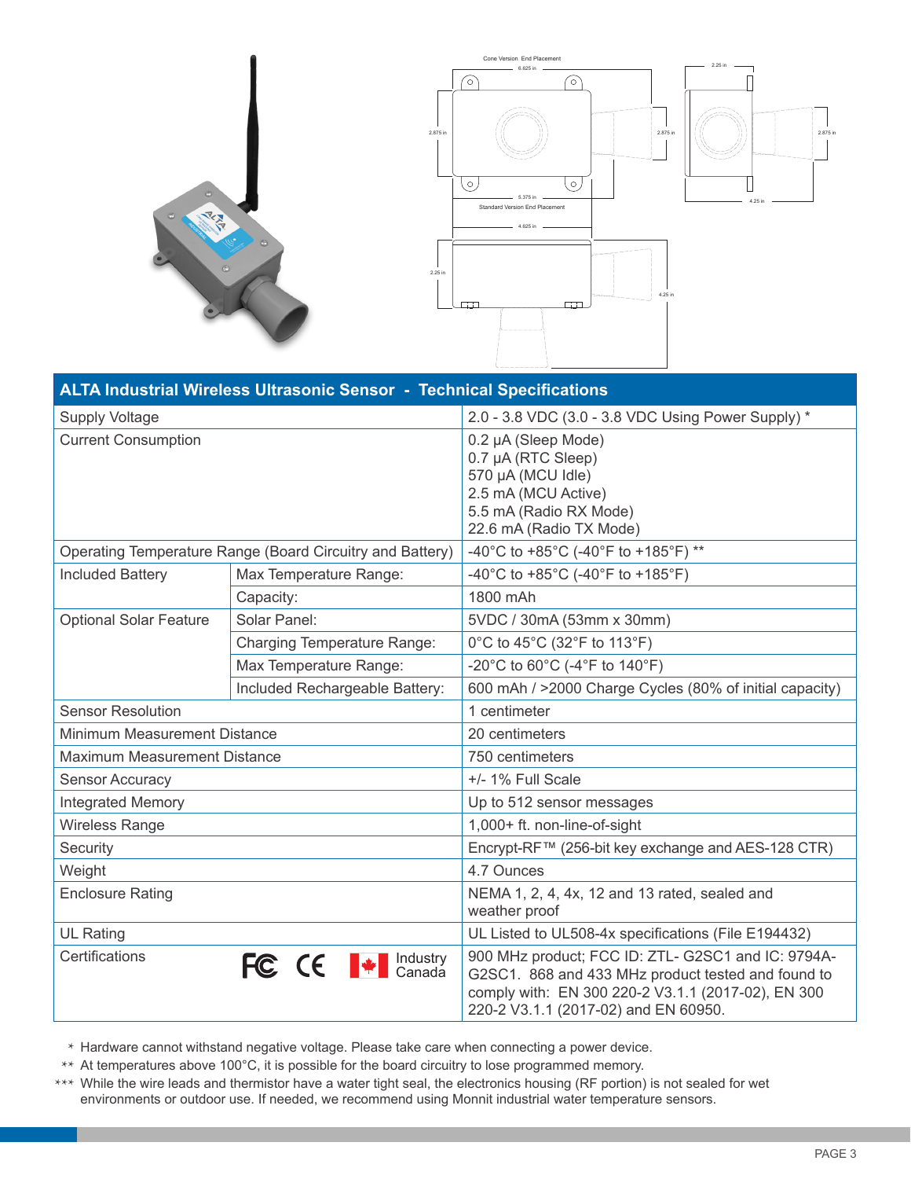## ALTA Industrial Wireless Ultrasonic Sensor - Technical Specifications

| | | |
|---|---|---|
| Supply Voltage | | 2.0 - 3.8 VDC (3.0 - 3.8 VDC Using Power Supply) * |
| Current Consumption | | 0.2 µA (Sleep Mode)<br>0.7 µA (RTC Sleep)<br>570 µA (MCU Idle)<br>2.5 mA (MCU Active)<br>5.5 mA (Radio RX Mode)<br>22.6 mA (Radio TX Mode) |
| Operating Temperature Range (Board Circuitry and Battery) | | -40°C to +85°C (-40°F to +185°F) ** |
| Included Battery | Max Temperature Range: | -40°C to +85°C (-40°F to +185°F) |
| | Capacity: | 1800 mAh |
| Optional Solar Feature | Solar Panel: | 5VDC / 30mA (53mm x 30mm) |
| | Charging Temperature Range: | 0°C to 45°C (32°F to 113°F) |
| | Max Temperature Range: | -20°C to 60°C (-4°F to 140°F) |
| | Included Rechargeable Battery: | 600 mAh / >2000 Charge Cycles (80% of initial capacity) |
| Sensor Resolution | | 1 centimeter |
| Minimum Measurement Distance | | 20 centimeters |
| Maximum Measurement Distance | | 750 centimeters |
| Sensor Accuracy | | +/- 1% Full Scale |
| Integrated Memory | | Up to 512 sensor messages |
| Wireless Range | | 1,000+ ft. non-line-of-sight |
| Security | | Encrypt-RF™ (256-bit key exchange and AES-128 CTR) |
| Weight | | 4.7 Ounces |
| Enclosure Rating | | NEMA 1, 2, 4, 4x, 12 and 13 rated, sealed and weather proof |
| UL Rating | | UL Listed to UL508-4x specifications (File E194432) |
| Certifications | FC CE Industry Canada | 900 MHz product; FCC ID: ZTL- G2SC1 and IC: 9794A-G2SC1. 868 and 433 MHz product tested and found to comply with: EN 300 220-2 V3.1.1 (2017-02), EN 300 220-2 V3.1.1 (2017-02) and EN 60950. |

\* Hardware cannot withstand negative voltage. Please take care when connecting a power device.

\** At temperatures above 100°C, it is possible for the board circuitry to lose programmed memory.

\*** While the wire leads and thermistor have a water tight seal, the electronics housing (RF portion) is not sealed for wet environments or outdoor use. If needed, we recommend using Monnit industrial water temperature sensors.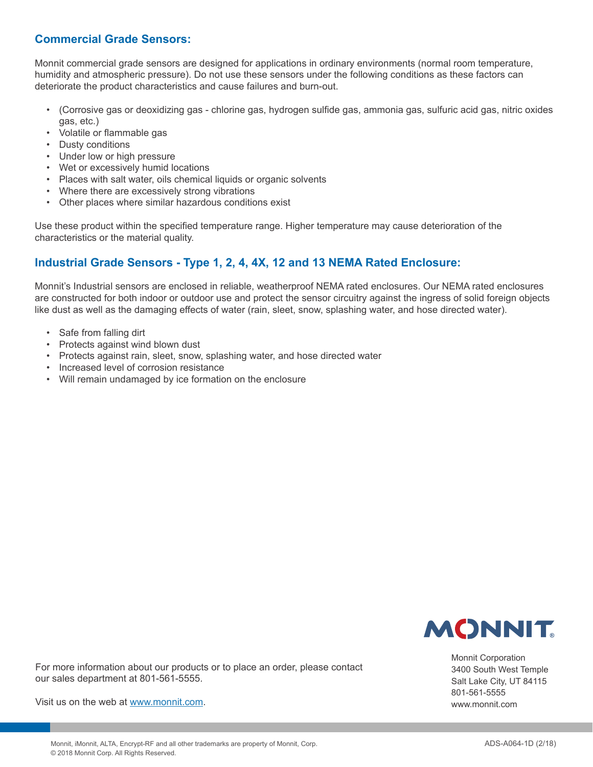## Commercial Grade Sensors:

Monnit commercial grade sensors are designed for applications in ordinary environments (normal room temperature, humidity and atmospheric pressure). Do not use these sensors under the following conditions as these factors can deteriorate the product characteristics and cause failures and burn-out.

- (Corrosive gas or deoxidizing gas - chlorine gas, hydrogen sulfide gas, ammonia gas, sulfuric acid gas, nitric oxides gas, etc.)
- Volatile or flammable gas
- Dusty conditions
- Under low or high pressure
- Wet or excessively humid locations
- Places with salt water, oils chemical liquids or organic solvents
- Where there are excessively strong vibrations
- Other places where similar hazardous conditions exist

Use these product within the specified temperature range. Higher temperature may cause deterioration of the characteristics or the material quality.

## Industrial Grade Sensors - Type 1, 2, 4, 4X, 12 and 13 NEMA Rated Enclosure:

Monnit's Industrial sensors are enclosed in reliable, weatherproof NEMA rated enclosures. Our NEMA rated enclosures are constructed for both indoor or outdoor use and protect the sensor circuitry against the ingress of solid foreign objects like dust as well as the damaging effects of water (rain, sleet, snow, splashing water, and hose directed water).

- Safe from falling dirt
- Protects against wind blown dust
- Protects against rain, sleet, snow, splashing water, and hose directed water
- Increased level of corrosion resistance
- Will remain undamaged by ice formation on the enclosure

MONNIT®

For more information about our products or to place an order, please contact our sales department at 801-561-5555.

Visit us on the web at www.monnit.com.

Monnit Corporation
3400 South West Temple
Salt Lake City, UT 84115
801-561-5555
www.monnit.com

Monnit, iMonnit, ALTA, Encrypt-RF and all other trademarks are property of Monnit, Corp.
© 2018 Monnit Corp. All Rights Reserved.

ADS-A064-1D (2/18)